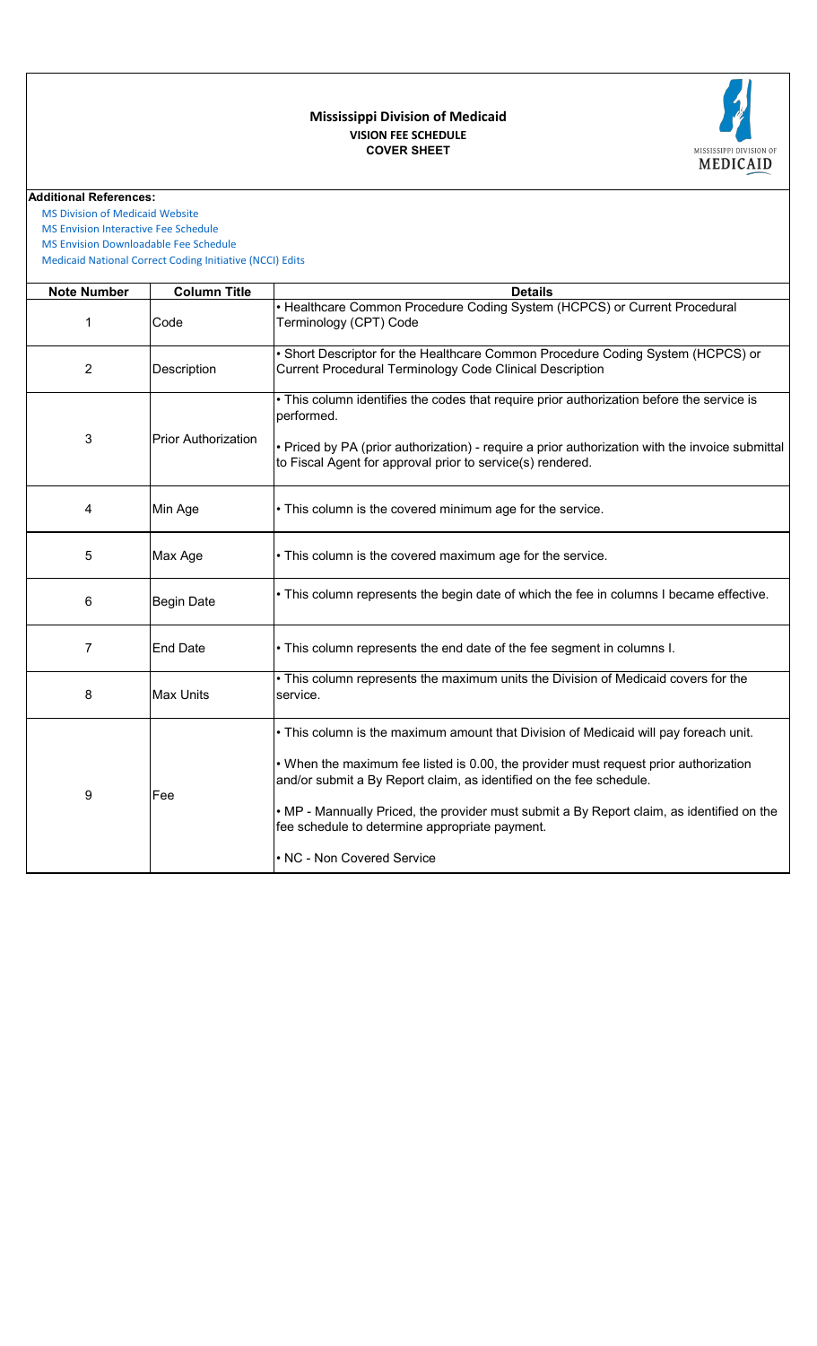# Mississippi Division of Medicaid

## VISION FEE SCHEDULE

## COVER SHEET

**Additional References:**

MS Division of Medicaid Website
MS Envision Interactive Fee Schedule
MS Envision Downloadable Fee Schedule
Medicaid National Correct Coding Initiative (NCCI) Edits

| Note Number | Column Title | Details |
|---|---|---|
| 1 | Code | • Healthcare Common Procedure Coding System (HCPCS) or Current Procedural Terminology (CPT) Code |
| 2 | Description | • Short Descriptor for the Healthcare Common Procedure Coding System (HCPCS) or Current Procedural Terminology Code Clinical Description |
| 3 | Prior Authorization | • This column identifies the codes that require prior authorization before the service is performed.<br><br>• Priced by PA (prior authorization) - require a prior authorization with the invoice submittal to Fiscal Agent for approval prior to service(s) rendered. |
| 4 | Min Age | • This column is the covered minimum age for the service. |
| 5 | Max Age | • This column is the covered maximum age for the service. |
| 6 | Begin Date | • This column represents the begin date of which the fee in columns I became effective. |
| 7 | End Date | • This column represents the end date of the fee segment in columns I. |
| 8 | Max Units | • This column represents the maximum units the Division of Medicaid covers for the service. |
| 9 | Fee | • This column is the maximum amount that Division of Medicaid will pay foreach unit.<br><br>• When the maximum fee listed is 0.00, the provider must request prior authorization and/or submit a By Report claim, as identified on the fee schedule.<br><br>• MP - Mannually Priced, the provider must submit a By Report claim, as identified on the fee schedule to determine appropriate payment.<br><br>• NC - Non Covered Service |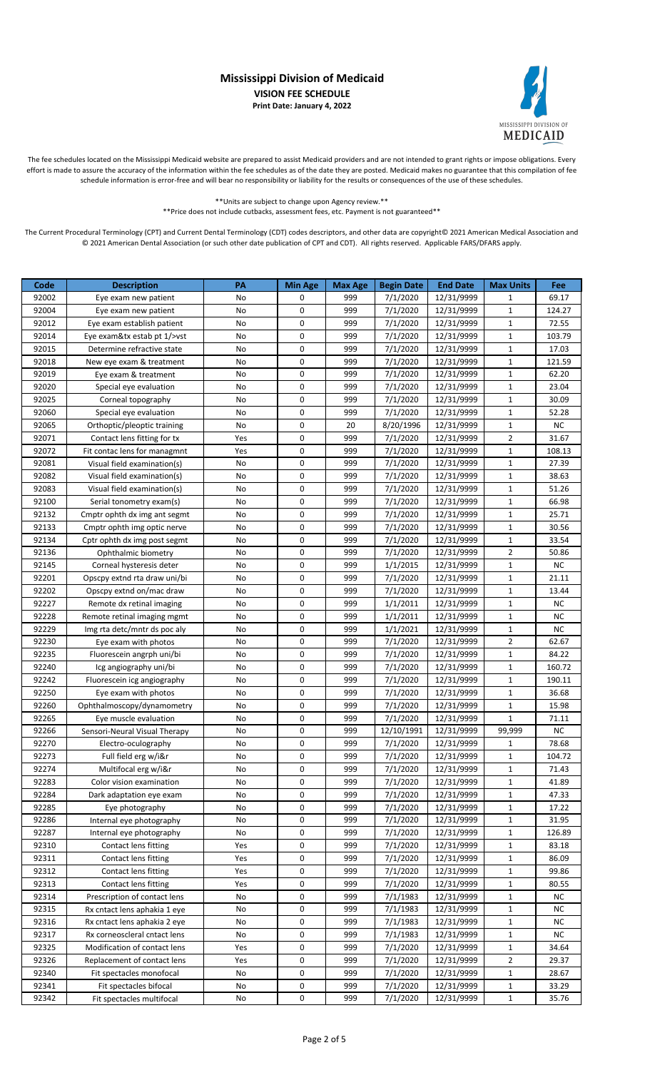# Mississippi Division of Medicaid

**VISION FEE SCHEDULE**

**Print Date: January 4, 2022**

The fee schedules located on the Mississippi Medicaid website are prepared to assist Medicaid providers and are not intended to grant rights or impose obligations. Every effort is made to assure the accuracy of the information within the fee schedules as of the date they are posted. Medicaid makes no guarantee that this compilation of fee schedule information is error-free and will bear no responsibility or liability for the results or consequences of the use of these schedules.

\*\*Units are subject to change upon Agency review.\*\*

\*\*Price does not include cutbacks, assessment fees, etc. Payment is not guaranteed\*\*

The Current Procedural Terminology (CPT) and Current Dental Terminology (CDT) codes descriptors, and other data are copyright© 2021 American Medical Association and © 2021 American Dental Association (or such other date publication of CPT and CDT). All rights reserved. Applicable FARS/DFARS apply.

| Code | Description | PA | Min Age | Max Age | Begin Date | End Date | Max Units | Fee |
|---|---|---|---|---|---|---|---|---|
| 92002 | Eye exam new patient | No | 0 | 999 | 7/1/2020 | 12/31/9999 | 1 | 69.17 |
| 92004 | Eye exam new patient | No | 0 | 999 | 7/1/2020 | 12/31/9999 | 1 | 124.27 |
| 92012 | Eye exam establish patient | No | 0 | 999 | 7/1/2020 | 12/31/9999 | 1 | 72.55 |
| 92014 | Eye exam&tx estab pt 1/>vst | No | 0 | 999 | 7/1/2020 | 12/31/9999 | 1 | 103.79 |
| 92015 | Determine refractive state | No | 0 | 999 | 7/1/2020 | 12/31/9999 | 1 | 17.03 |
| 92018 | New eye exam & treatment | No | 0 | 999 | 7/1/2020 | 12/31/9999 | 1 | 121.59 |
| 92019 | Eye exam & treatment | No | 0 | 999 | 7/1/2020 | 12/31/9999 | 1 | 62.20 |
| 92020 | Special eye evaluation | No | 0 | 999 | 7/1/2020 | 12/31/9999 | 1 | 23.04 |
| 92025 | Corneal topography | No | 0 | 999 | 7/1/2020 | 12/31/9999 | 1 | 30.09 |
| 92060 | Special eye evaluation | No | 0 | 999 | 7/1/2020 | 12/31/9999 | 1 | 52.28 |
| 92065 | Orthoptic/pleoptic training | No | 0 | 20 | 8/20/1996 | 12/31/9999 | 1 | NC |
| 92071 | Contact lens fitting for tx | Yes | 0 | 999 | 7/1/2020 | 12/31/9999 | 2 | 31.67 |
| 92072 | Fit contac lens for managmnt | Yes | 0 | 999 | 7/1/2020 | 12/31/9999 | 1 | 108.13 |
| 92081 | Visual field examination(s) | No | 0 | 999 | 7/1/2020 | 12/31/9999 | 1 | 27.39 |
| 92082 | Visual field examination(s) | No | 0 | 999 | 7/1/2020 | 12/31/9999 | 1 | 38.63 |
| 92083 | Visual field examination(s) | No | 0 | 999 | 7/1/2020 | 12/31/9999 | 1 | 51.26 |
| 92100 | Serial tonometry exam(s) | No | 0 | 999 | 7/1/2020 | 12/31/9999 | 1 | 66.98 |
| 92132 | Cmptr ophth dx img ant segmt | No | 0 | 999 | 7/1/2020 | 12/31/9999 | 1 | 25.71 |
| 92133 | Cmptr ophth img optic nerve | No | 0 | 999 | 7/1/2020 | 12/31/9999 | 1 | 30.56 |
| 92134 | Cptr ophth dx img post segmt | No | 0 | 999 | 7/1/2020 | 12/31/9999 | 1 | 33.54 |
| 92136 | Ophthalmic biometry | No | 0 | 999 | 7/1/2020 | 12/31/9999 | 2 | 50.86 |
| 92145 | Corneal hysteresis deter | No | 0 | 999 | 1/1/2015 | 12/31/9999 | 1 | NC |
| 92201 | Opscpy extnd rta draw uni/bi | No | 0 | 999 | 7/1/2020 | 12/31/9999 | 1 | 21.11 |
| 92202 | Opscpy extnd on/mac draw | No | 0 | 999 | 7/1/2020 | 12/31/9999 | 1 | 13.44 |
| 92227 | Remote dx retinal imaging | No | 0 | 999 | 1/1/2011 | 12/31/9999 | 1 | NC |
| 92228 | Remote retinal imaging mgmt | No | 0 | 999 | 1/1/2011 | 12/31/9999 | 1 | NC |
| 92229 | Img rta detc/mntr ds poc aly | No | 0 | 999 | 1/1/2021 | 12/31/9999 | 1 | NC |
| 92230 | Eye exam with photos | No | 0 | 999 | 7/1/2020 | 12/31/9999 | 2 | 62.67 |
| 92235 | Fluorescein angrph uni/bi | No | 0 | 999 | 7/1/2020 | 12/31/9999 | 1 | 84.22 |
| 92240 | Icg angiography uni/bi | No | 0 | 999 | 7/1/2020 | 12/31/9999 | 1 | 160.72 |
| 92242 | Fluorescein icg angiography | No | 0 | 999 | 7/1/2020 | 12/31/9999 | 1 | 190.11 |
| 92250 | Eye exam with photos | No | 0 | 999 | 7/1/2020 | 12/31/9999 | 1 | 36.68 |
| 92260 | Ophthalmoscopy/dynamometry | No | 0 | 999 | 7/1/2020 | 12/31/9999 | 1 | 15.98 |
| 92265 | Eye muscle evaluation | No | 0 | 999 | 7/1/2020 | 12/31/9999 | 1 | 71.11 |
| 92266 | Sensori-Neural Visual Therapy | No | 0 | 999 | 12/10/1991 | 12/31/9999 | 99,999 | NC |
| 92270 | Electro-oculography | No | 0 | 999 | 7/1/2020 | 12/31/9999 | 1 | 78.68 |
| 92273 | Full field erg w/i&r | No | 0 | 999 | 7/1/2020 | 12/31/9999 | 1 | 104.72 |
| 92274 | Multifocal erg w/i&r | No | 0 | 999 | 7/1/2020 | 12/31/9999 | 1 | 71.43 |
| 92283 | Color vision examination | No | 0 | 999 | 7/1/2020 | 12/31/9999 | 1 | 41.89 |
| 92284 | Dark adaptation eye exam | No | 0 | 999 | 7/1/2020 | 12/31/9999 | 1 | 47.33 |
| 92285 | Eye photography | No | 0 | 999 | 7/1/2020 | 12/31/9999 | 1 | 17.22 |
| 92286 | Internal eye photography | No | 0 | 999 | 7/1/2020 | 12/31/9999 | 1 | 31.95 |
| 92287 | Internal eye photography | No | 0 | 999 | 7/1/2020 | 12/31/9999 | 1 | 126.89 |
| 92310 | Contact lens fitting | Yes | 0 | 999 | 7/1/2020 | 12/31/9999 | 1 | 83.18 |
| 92311 | Contact lens fitting | Yes | 0 | 999 | 7/1/2020 | 12/31/9999 | 1 | 86.09 |
| 92312 | Contact lens fitting | Yes | 0 | 999 | 7/1/2020 | 12/31/9999 | 1 | 99.86 |
| 92313 | Contact lens fitting | Yes | 0 | 999 | 7/1/2020 | 12/31/9999 | 1 | 80.55 |
| 92314 | Prescription of contact lens | No | 0 | 999 | 7/1/1983 | 12/31/9999 | 1 | NC |
| 92315 | Rx cntact lens aphakia 1 eye | No | 0 | 999 | 7/1/1983 | 12/31/9999 | 1 | NC |
| 92316 | Rx cntact lens aphakia 2 eye | No | 0 | 999 | 7/1/1983 | 12/31/9999 | 1 | NC |
| 92317 | Rx corneoscleral cntact lens | No | 0 | 999 | 7/1/1983 | 12/31/9999 | 1 | NC |
| 92325 | Modification of contact lens | Yes | 0 | 999 | 7/1/2020 | 12/31/9999 | 1 | 34.64 |
| 92326 | Replacement of contact lens | Yes | 0 | 999 | 7/1/2020 | 12/31/9999 | 2 | 29.37 |
| 92340 | Fit spectacles monofocal | No | 0 | 999 | 7/1/2020 | 12/31/9999 | 1 | 28.67 |
| 92341 | Fit spectacles bifocal | No | 0 | 999 | 7/1/2020 | 12/31/9999 | 1 | 33.29 |
| 92342 | Fit spectacles multifocal | No | 0 | 999 | 7/1/2020 | 12/31/9999 | 1 | 35.76 |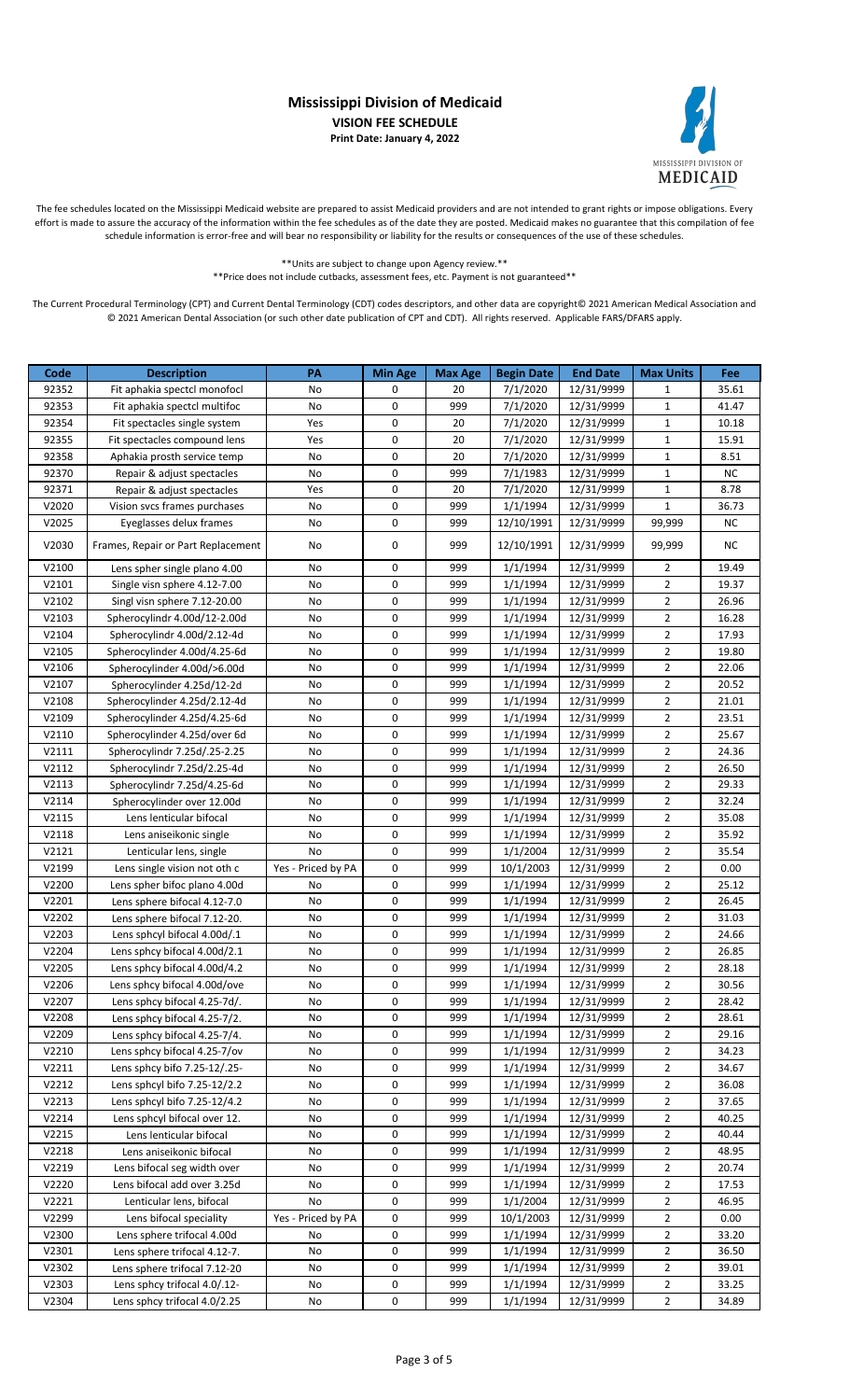# Mississippi Division of Medicaid

**VISION FEE SCHEDULE**

**Print Date: January 4, 2022**

The fee schedules located on the Mississippi Medicaid website are prepared to assist Medicaid providers and are not intended to grant rights or impose obligations. Every effort is made to assure the accuracy of the information within the fee schedules as of the date they are posted. Medicaid makes no guarantee that this compilation of fee schedule information is error-free and will bear no responsibility or liability for the results or consequences of the use of these schedules.

\*\*Units are subject to change upon Agency review.\*\*

\*\*Price does not include cutbacks, assessment fees, etc. Payment is not guaranteed\*\*

The Current Procedural Terminology (CPT) and Current Dental Terminology (CDT) codes descriptors, and other data are copyright© 2021 American Medical Association and © 2021 American Dental Association (or such other date publication of CPT and CDT). All rights reserved. Applicable FARS/DFARS apply.

| Code | Description | PA | Min Age | Max Age | Begin Date | End Date | Max Units | Fee |
|---|---|---|---|---|---|---|---|---|
| 92352 | Fit aphakia spectcl monofocl | No | 0 | 20 | 7/1/2020 | 12/31/9999 | 1 | 35.61 |
| 92353 | Fit aphakia spectcl multifoc | No | 0 | 999 | 7/1/2020 | 12/31/9999 | 1 | 41.47 |
| 92354 | Fit spectacles single system | Yes | 0 | 20 | 7/1/2020 | 12/31/9999 | 1 | 10.18 |
| 92355 | Fit spectacles compound lens | Yes | 0 | 20 | 7/1/2020 | 12/31/9999 | 1 | 15.91 |
| 92358 | Aphakia prosth service temp | No | 0 | 20 | 7/1/2020 | 12/31/9999 | 1 | 8.51 |
| 92370 | Repair & adjust spectacles | No | 0 | 999 | 7/1/1983 | 12/31/9999 | 1 | NC |
| 92371 | Repair & adjust spectacles | Yes | 0 | 20 | 7/1/2020 | 12/31/9999 | 1 | 8.78 |
| V2020 | Vision svcs frames purchases | No | 0 | 999 | 1/1/1994 | 12/31/9999 | 1 | 36.73 |
| V2025 | Eyeglasses delux frames | No | 0 | 999 | 12/10/1991 | 12/31/9999 | 99,999 | NC |
| V2030 | Frames, Repair or Part Replacement | No | 0 | 999 | 12/10/1991 | 12/31/9999 | 99,999 | NC |
| V2100 | Lens spher single plano 4.00 | No | 0 | 999 | 1/1/1994 | 12/31/9999 | 2 | 19.49 |
| V2101 | Single visn sphere 4.12-7.00 | No | 0 | 999 | 1/1/1994 | 12/31/9999 | 2 | 19.37 |
| V2102 | Singl visn sphere 7.12-20.00 | No | 0 | 999 | 1/1/1994 | 12/31/9999 | 2 | 26.96 |
| V2103 | Spherocylindr 4.00d/12-2.00d | No | 0 | 999 | 1/1/1994 | 12/31/9999 | 2 | 16.28 |
| V2104 | Spherocylindr 4.00d/2.12-4d | No | 0 | 999 | 1/1/1994 | 12/31/9999 | 2 | 17.93 |
| V2105 | Spherocylinder 4.00d/4.25-6d | No | 0 | 999 | 1/1/1994 | 12/31/9999 | 2 | 19.80 |
| V2106 | Spherocylinder 4.00d/>6.00d | No | 0 | 999 | 1/1/1994 | 12/31/9999 | 2 | 22.06 |
| V2107 | Spherocylinder 4.25d/12-2d | No | 0 | 999 | 1/1/1994 | 12/31/9999 | 2 | 20.52 |
| V2108 | Spherocylinder 4.25d/2.12-4d | No | 0 | 999 | 1/1/1994 | 12/31/9999 | 2 | 21.01 |
| V2109 | Spherocylinder 4.25d/4.25-6d | No | 0 | 999 | 1/1/1994 | 12/31/9999 | 2 | 23.51 |
| V2110 | Spherocylinder 4.25d/over 6d | No | 0 | 999 | 1/1/1994 | 12/31/9999 | 2 | 25.67 |
| V2111 | Spherocylindr 7.25d/.25-2.25 | No | 0 | 999 | 1/1/1994 | 12/31/9999 | 2 | 24.36 |
| V2112 | Spherocylindr 7.25d/2.25-4d | No | 0 | 999 | 1/1/1994 | 12/31/9999 | 2 | 26.50 |
| V2113 | Spherocylinder 7.25d/4.25-6d | No | 0 | 999 | 1/1/1994 | 12/31/9999 | 2 | 29.33 |
| V2114 | Spherocylinder over 12.00d | No | 0 | 999 | 1/1/1994 | 12/31/9999 | 2 | 32.24 |
| V2115 | Lens lenticular bifocal | No | 0 | 999 | 1/1/1994 | 12/31/9999 | 2 | 35.08 |
| V2118 | Lens aniseikonic single | No | 0 | 999 | 1/1/1994 | 12/31/9999 | 2 | 35.92 |
| V2121 | Lenticular lens, single | No | 0 | 999 | 1/1/2004 | 12/31/9999 | 2 | 35.54 |
| V2199 | Lens single vision not oth c | Yes - Priced by PA | 0 | 999 | 10/1/2003 | 12/31/9999 | 2 | 0.00 |
| V2200 | Lens spher bifoc plano 4.00d | No | 0 | 999 | 1/1/1994 | 12/31/9999 | 2 | 25.12 |
| V2201 | Lens sphere bifocal 4.12-7.0 | No | 0 | 999 | 1/1/1994 | 12/31/9999 | 2 | 26.45 |
| V2202 | Lens sphere bifocal 7.12-20. | No | 0 | 999 | 1/1/1994 | 12/31/9999 | 2 | 31.03 |
| V2203 | Lens sphcyl bifocal 4.00d/.1 | No | 0 | 999 | 1/1/1994 | 12/31/9999 | 2 | 24.66 |
| V2204 | Lens sphcy bifocal 4.00d/2.1 | No | 0 | 999 | 1/1/1994 | 12/31/9999 | 2 | 26.85 |
| V2205 | Lens sphcy bifocal 4.00d/4.2 | No | 0 | 999 | 1/1/1994 | 12/31/9999 | 2 | 28.18 |
| V2206 | Lens sphcy bifocal 4.00d/ove | No | 0 | 999 | 1/1/1994 | 12/31/9999 | 2 | 30.56 |
| V2207 | Lens sphcy bifocal 4.25-7d/. | No | 0 | 999 | 1/1/1994 | 12/31/9999 | 2 | 28.42 |
| V2208 | Lens sphcy bifocal 4.25-7/2. | No | 0 | 999 | 1/1/1994 | 12/31/9999 | 2 | 28.61 |
| V2209 | Lens sphcy bifocal 4.25-7/4. | No | 0 | 999 | 1/1/1994 | 12/31/9999 | 2 | 29.16 |
| V2210 | Lens sphcy bifocal 4.25-7/ov | No | 0 | 999 | 1/1/1994 | 12/31/9999 | 2 | 34.23 |
| V2211 | Lens sphcy bifo 7.25-12/.25- | No | 0 | 999 | 1/1/1994 | 12/31/9999 | 2 | 34.67 |
| V2212 | Lens sphcyl bifo 7.25-12/2.2 | No | 0 | 999 | 1/1/1994 | 12/31/9999 | 2 | 36.08 |
| V2213 | Lens sphcyl bifo 7.25-12/4.2 | No | 0 | 999 | 1/1/1994 | 12/31/9999 | 2 | 37.65 |
| V2214 | Lens sphcyl bifocal over 12. | No | 0 | 999 | 1/1/1994 | 12/31/9999 | 2 | 40.25 |
| V2215 | Lens lenticular bifocal | No | 0 | 999 | 1/1/1994 | 12/31/9999 | 2 | 40.44 |
| V2218 | Lens aniseikonic bifocal | No | 0 | 999 | 1/1/1994 | 12/31/9999 | 2 | 48.95 |
| V2219 | Lens bifocal seg width over | No | 0 | 999 | 1/1/1994 | 12/31/9999 | 2 | 20.74 |
| V2220 | Lens bifocal add over 3.25d | No | 0 | 999 | 1/1/1994 | 12/31/9999 | 2 | 17.53 |
| V2221 | Lenticular lens, bifocal | No | 0 | 999 | 1/1/2004 | 12/31/9999 | 2 | 46.95 |
| V2299 | Lens bifocal speciality | Yes - Priced by PA | 0 | 999 | 10/1/2003 | 12/31/9999 | 2 | 0.00 |
| V2300 | Lens sphere trifocal 4.00d | No | 0 | 999 | 1/1/1994 | 12/31/9999 | 2 | 33.20 |
| V2301 | Lens sphere trifocal 4.12-7. | No | 0 | 999 | 1/1/1994 | 12/31/9999 | 2 | 36.50 |
| V2302 | Lens sphere trifocal 7.12-20 | No | 0 | 999 | 1/1/1994 | 12/31/9999 | 2 | 39.01 |
| V2303 | Lens sphcy trifocal 4.0/.12- | No | 0 | 999 | 1/1/1994 | 12/31/9999 | 2 | 33.25 |
| V2304 | Lens sphcy trifocal 4.0/2.25 | No | 0 | 999 | 1/1/1994 | 12/31/9999 | 2 | 34.89 |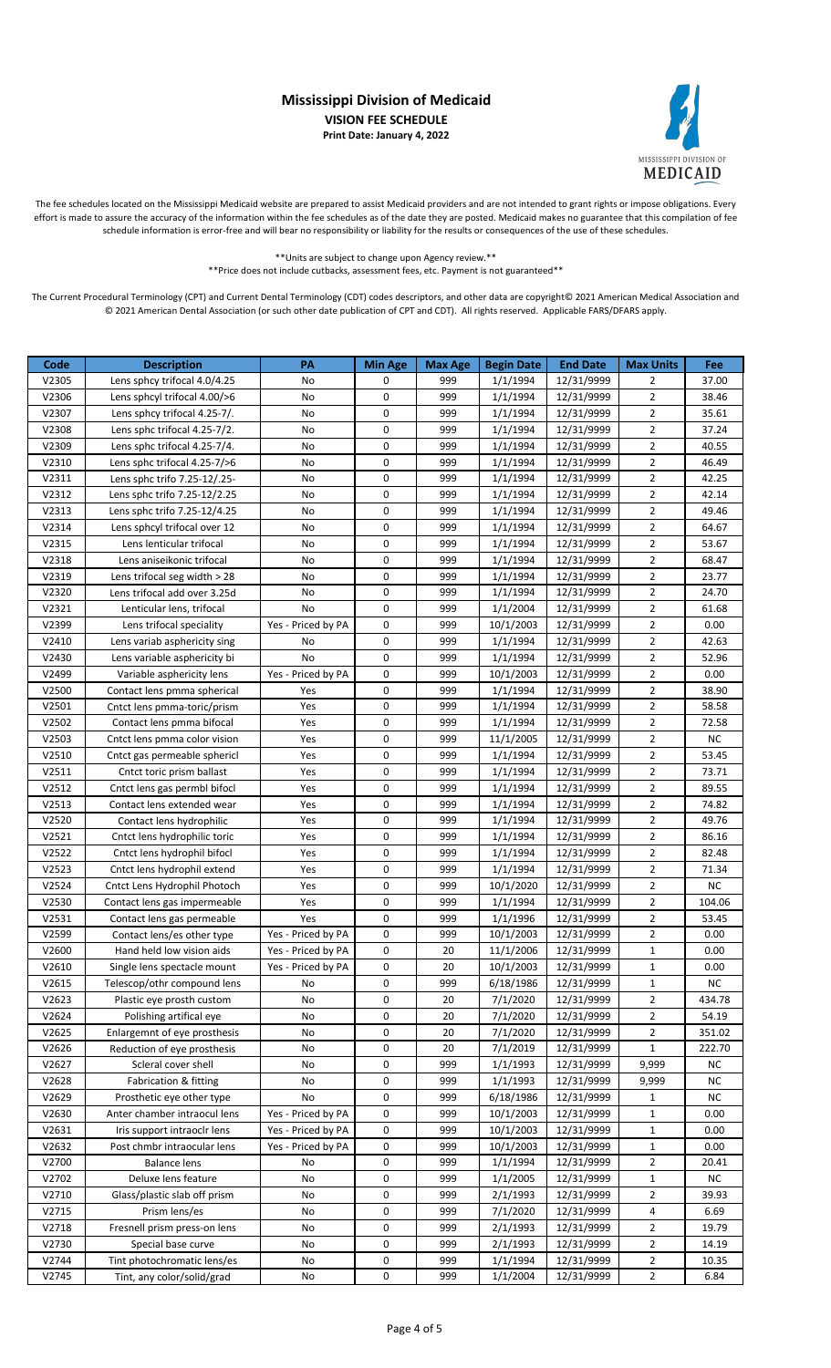# Mississippi Division of Medicaid

## VISION FEE SCHEDULE

**Print Date: January 4, 2022**

The fee schedules located on the Mississippi Medicaid website are prepared to assist Medicaid providers and are not intended to grant rights or impose obligations. Every effort is made to assure the accuracy of the information within the fee schedules as of the date they are posted. Medicaid makes no guarantee that this compilation of fee schedule information is error-free and will bear no responsibility or liability for the results or consequences of the use of these schedules.

**Units are subject to change upon Agency review.**

**Price does not include cutbacks, assessment fees, etc. Payment is not guaranteed**

The Current Procedural Terminology (CPT) and Current Dental Terminology (CDT) codes descriptors, and other data are copyright© 2021 American Medical Association and © 2021 American Dental Association (or such other date publication of CPT and CDT). All rights reserved. Applicable FARS/DFARS apply.

| Code | Description | PA | Min Age | Max Age | Begin Date | End Date | Max Units | Fee |
|---|---|---|---|---|---|---|---|---|
| V2305 | Lens sphcy trifocal 4.0/4.25 | No | 0 | 999 | 1/1/1994 | 12/31/9999 | 2 | 37.00 |
| V2306 | Lens sphcyl trifocal 4.00/>6 | No | 0 | 999 | 1/1/1994 | 12/31/9999 | 2 | 38.46 |
| V2307 | Lens sphcy trifocal 4.25-7/. | No | 0 | 999 | 1/1/1994 | 12/31/9999 | 2 | 35.61 |
| V2308 | Lens sphc trifocal 4.25-7/2. | No | 0 | 999 | 1/1/1994 | 12/31/9999 | 2 | 37.24 |
| V2309 | Lens sphc trifocal 4.25-7/4. | No | 0 | 999 | 1/1/1994 | 12/31/9999 | 2 | 40.55 |
| V2310 | Lens sphc trifocal 4.25-7/>6 | No | 0 | 999 | 1/1/1994 | 12/31/9999 | 2 | 46.49 |
| V2311 | Lens sphc trifo 7.25-12/.25- | No | 0 | 999 | 1/1/1994 | 12/31/9999 | 2 | 42.25 |
| V2312 | Lens sphc trifo 7.25-12/2.25 | No | 0 | 999 | 1/1/1994 | 12/31/9999 | 2 | 42.14 |
| V2313 | Lens sphc trifo 7.25-12/4.25 | No | 0 | 999 | 1/1/1994 | 12/31/9999 | 2 | 49.46 |
| V2314 | Lens sphcyl trifocal over 12 | No | 0 | 999 | 1/1/1994 | 12/31/9999 | 2 | 64.67 |
| V2315 | Lens lenticular trifocal | No | 0 | 999 | 1/1/1994 | 12/31/9999 | 2 | 53.67 |
| V2318 | Lens aniseikonic trifocal | No | 0 | 999 | 1/1/1994 | 12/31/9999 | 2 | 68.47 |
| V2319 | Lens trifocal seg width > 28 | No | 0 | 999 | 1/1/1994 | 12/31/9999 | 2 | 23.77 |
| V2320 | Lens trifocal add over 3.25d | No | 0 | 999 | 1/1/1994 | 12/31/9999 | 2 | 24.70 |
| V2321 | Lenticular lens, trifocal | No | 0 | 999 | 1/1/2004 | 12/31/9999 | 2 | 61.68 |
| V2399 | Lens trifocal speciality | Yes - Priced by PA | 0 | 999 | 10/1/2003 | 12/31/9999 | 2 | 0.00 |
| V2410 | Lens variab asphericity sing | No | 0 | 999 | 1/1/1994 | 12/31/9999 | 2 | 42.63 |
| V2430 | Lens variable asphericity bi | No | 0 | 999 | 1/1/1994 | 12/31/9999 | 2 | 52.96 |
| V2499 | Variable asphericity lens | Yes - Priced by PA | 0 | 999 | 10/1/2003 | 12/31/9999 | 2 | 0.00 |
| V2500 | Contact lens pmma spherical | Yes | 0 | 999 | 1/1/1994 | 12/31/9999 | 2 | 38.90 |
| V2501 | Cntct lens pmma-toric/prism | Yes | 0 | 999 | 1/1/1994 | 12/31/9999 | 2 | 58.58 |
| V2502 | Contact lens pmma bifocal | Yes | 0 | 999 | 1/1/1994 | 12/31/9999 | 2 | 72.58 |
| V2503 | Cntct lens pmma color vision | Yes | 0 | 999 | 11/1/2005 | 12/31/9999 | 2 | NC |
| V2510 | Cntct gas permeable sphericl | Yes | 0 | 999 | 1/1/1994 | 12/31/9999 | 2 | 53.45 |
| V2511 | Cntct toric prism ballast | Yes | 0 | 999 | 1/1/1994 | 12/31/9999 | 2 | 73.71 |
| V2512 | Cntct lens gas permbl bifocl | Yes | 0 | 999 | 1/1/1994 | 12/31/9999 | 2 | 89.55 |
| V2513 | Contact lens extended wear | Yes | 0 | 999 | 1/1/1994 | 12/31/9999 | 2 | 74.82 |
| V2520 | Contact lens hydrophilic | Yes | 0 | 999 | 1/1/1994 | 12/31/9999 | 2 | 49.76 |
| V2521 | Cntct lens hydrophilic toric | Yes | 0 | 999 | 1/1/1994 | 12/31/9999 | 2 | 86.16 |
| V2522 | Cntct lens hydrophil bifocl | Yes | 0 | 999 | 1/1/1994 | 12/31/9999 | 2 | 82.48 |
| V2523 | Cntct lens hydrophil extend | Yes | 0 | 999 | 1/1/1994 | 12/31/9999 | 2 | 71.34 |
| V2524 | Cntct Lens Hydrophil Photoch | Yes | 0 | 999 | 10/1/2020 | 12/31/9999 | 2 | NC |
| V2530 | Contact lens gas impermeable | Yes | 0 | 999 | 1/1/1994 | 12/31/9999 | 2 | 104.06 |
| V2531 | Contact lens gas permeable | Yes | 0 | 999 | 1/1/1996 | 12/31/9999 | 2 | 53.45 |
| V2599 | Contact lens/es other type | Yes - Priced by PA | 0 | 999 | 10/1/2003 | 12/31/9999 | 2 | 0.00 |
| V2600 | Hand held low vision aids | Yes - Priced by PA | 0 | 20 | 11/1/2006 | 12/31/9999 | 1 | 0.00 |
| V2610 | Single lens spectacle mount | Yes - Priced by PA | 0 | 20 | 10/1/2003 | 12/31/9999 | 1 | 0.00 |
| V2615 | Telescop/othr compound lens | No | 0 | 999 | 6/18/1986 | 12/31/9999 | 1 | NC |
| V2623 | Plastic eye prosth custom | No | 0 | 20 | 7/1/2020 | 12/31/9999 | 2 | 434.78 |
| V2624 | Polishing artifical eye | No | 0 | 20 | 7/1/2020 | 12/31/9999 | 2 | 54.19 |
| V2625 | Enlargemnt of eye prosthesis | No | 0 | 20 | 7/1/2020 | 12/31/9999 | 2 | 351.02 |
| V2626 | Reduction of eye prosthesis | No | 0 | 20 | 7/1/2019 | 12/31/9999 | 1 | 222.70 |
| V2627 | Scleral cover shell | No | 0 | 999 | 1/1/1993 | 12/31/9999 | 9,999 | NC |
| V2628 | Fabrication & fitting | No | 0 | 999 | 1/1/1993 | 12/31/9999 | 9,999 | NC |
| V2629 | Prosthetic eye other type | No | 0 | 999 | 6/18/1986 | 12/31/9999 | 1 | NC |
| V2630 | Anter chamber intraocul lens | Yes - Priced by PA | 0 | 999 | 10/1/2003 | 12/31/9999 | 1 | 0.00 |
| V2631 | Iris support intraoclr lens | Yes - Priced by PA | 0 | 999 | 10/1/2003 | 12/31/9999 | 1 | 0.00 |
| V2632 | Post chmbr intraocular lens | Yes - Priced by PA | 0 | 999 | 10/1/2003 | 12/31/9999 | 1 | 0.00 |
| V2700 | Balance lens | No | 0 | 999 | 1/1/1994 | 12/31/9999 | 2 | 20.41 |
| V2702 | Deluxe lens feature | No | 0 | 999 | 1/1/2005 | 12/31/9999 | 1 | NC |
| V2710 | Glass/plastic slab off prism | No | 0 | 999 | 2/1/1993 | 12/31/9999 | 2 | 39.93 |
| V2715 | Prism lens/es | No | 0 | 999 | 7/1/2020 | 12/31/9999 | 4 | 6.69 |
| V2718 | Fresnell prism press-on lens | No | 0 | 999 | 2/1/1993 | 12/31/9999 | 2 | 19.79 |
| V2730 | Special base curve | No | 0 | 999 | 2/1/1993 | 12/31/9999 | 2 | 14.19 |
| V2744 | Tint photochromatic lens/es | No | 0 | 999 | 1/1/1994 | 12/31/9999 | 2 | 10.35 |
| V2745 | Tint, any color/solid/grad | No | 0 | 999 | 1/1/2004 | 12/31/9999 | 2 | 6.84 |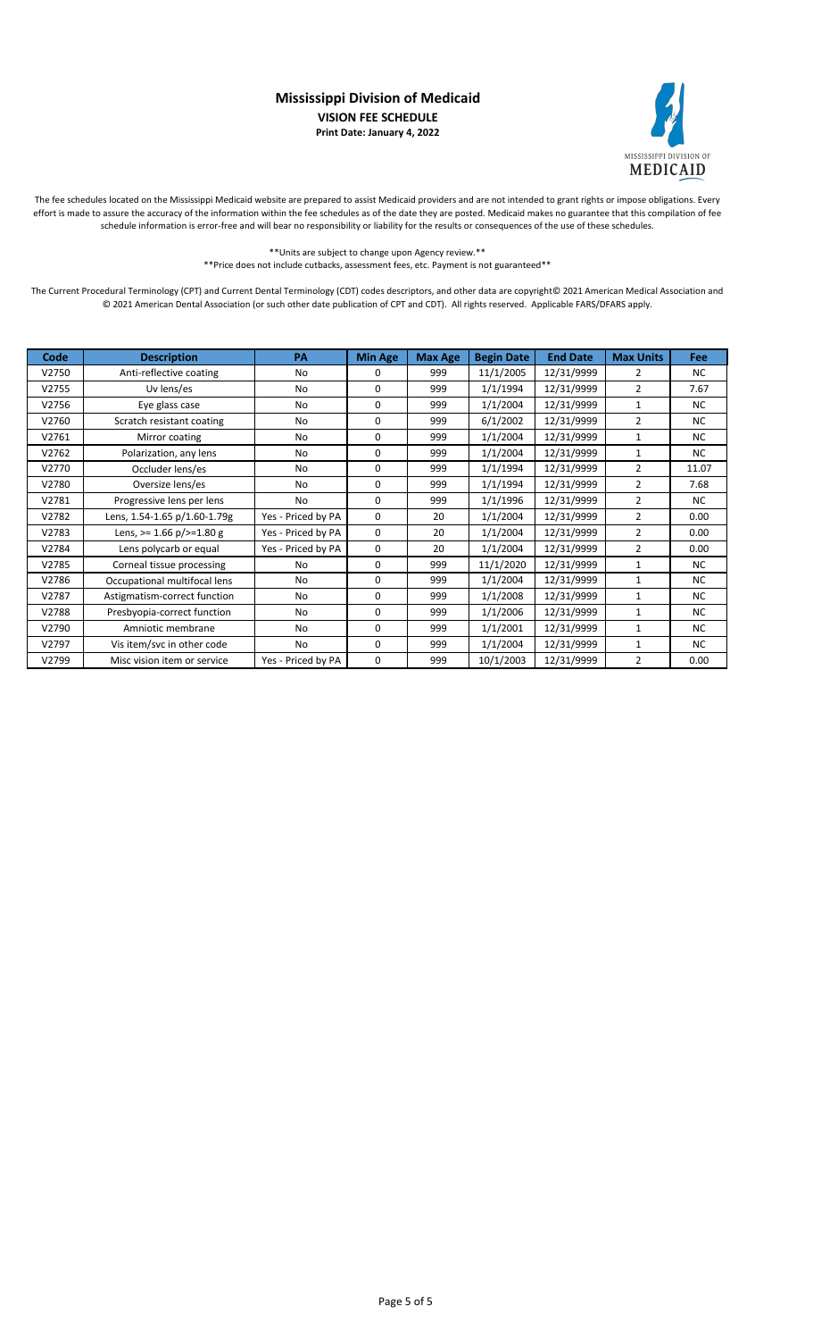# Mississippi Division of Medicaid

**VISION FEE SCHEDULE**

**Print Date: January 4, 2022**

The fee schedules located on the Mississippi Medicaid website are prepared to assist Medicaid providers and are not intended to grant rights or impose obligations. Every effort is made to assure the accuracy of the information within the fee schedules as of the date they are posted. Medicaid makes no guarantee that this compilation of fee schedule information is error-free and will bear no responsibility or liability for the results or consequences of the use of these schedules.

\*\*Units are subject to change upon Agency review.\*\*

\*\*Price does not include cutbacks, assessment fees, etc. Payment is not guaranteed\*\*

The Current Procedural Terminology (CPT) and Current Dental Terminology (CDT) codes descriptors, and other data are copyright© 2021 American Medical Association and © 2021 American Dental Association (or such other date publication of CPT and CDT). All rights reserved. Applicable FARS/DFARS apply.

| Code | Description | PA | Min Age | Max Age | Begin Date | End Date | Max Units | Fee |
|---|---|---|---|---|---|---|---|---|
| V2750 | Anti-reflective coating | No | 0 | 999 | 11/1/2005 | 12/31/9999 | 2 | NC |
| V2755 | Uv lens/es | No | 0 | 999 | 1/1/1994 | 12/31/9999 | 2 | 7.67 |
| V2756 | Eye glass case | No | 0 | 999 | 1/1/2004 | 12/31/9999 | 1 | NC |
| V2760 | Scratch resistant coating | No | 0 | 999 | 6/1/2002 | 12/31/9999 | 2 | NC |
| V2761 | Mirror coating | No | 0 | 999 | 1/1/2004 | 12/31/9999 | 1 | NC |
| V2762 | Polarization, any lens | No | 0 | 999 | 1/1/2004 | 12/31/9999 | 1 | NC |
| V2770 | Occluder lens/es | No | 0 | 999 | 1/1/1994 | 12/31/9999 | 2 | 11.07 |
| V2780 | Oversize lens/es | No | 0 | 999 | 1/1/1994 | 12/31/9999 | 2 | 7.68 |
| V2781 | Progressive lens per lens | No | 0 | 999 | 1/1/1996 | 12/31/9999 | 2 | NC |
| V2782 | Lens, 1.54-1.65 p/1.60-1.79g | Yes - Priced by PA | 0 | 20 | 1/1/2004 | 12/31/9999 | 2 | 0.00 |
| V2783 | Lens, >= 1.66 p/>=1.80 g | Yes - Priced by PA | 0 | 20 | 1/1/2004 | 12/31/9999 | 2 | 0.00 |
| V2784 | Lens polycarb or equal | Yes - Priced by PA | 0 | 20 | 1/1/2004 | 12/31/9999 | 2 | 0.00 |
| V2785 | Corneal tissue processing | No | 0 | 999 | 11/1/2020 | 12/31/9999 | 1 | NC |
| V2786 | Occupational multifocal lens | No | 0 | 999 | 1/1/2004 | 12/31/9999 | 1 | NC |
| V2787 | Astigmatism-correct function | No | 0 | 999 | 1/1/2008 | 12/31/9999 | 1 | NC |
| V2788 | Presbyopia-correct function | No | 0 | 999 | 1/1/2006 | 12/31/9999 | 1 | NC |
| V2790 | Amniotic membrane | No | 0 | 999 | 1/1/2001 | 12/31/9999 | 1 | NC |
| V2797 | Vis item/svc in other code | No | 0 | 999 | 1/1/2004 | 12/31/9999 | 1 | NC |
| V2799 | Misc vision item or service | Yes - Priced by PA | 0 | 999 | 10/1/2003 | 12/31/9999 | 2 | 0.00 |